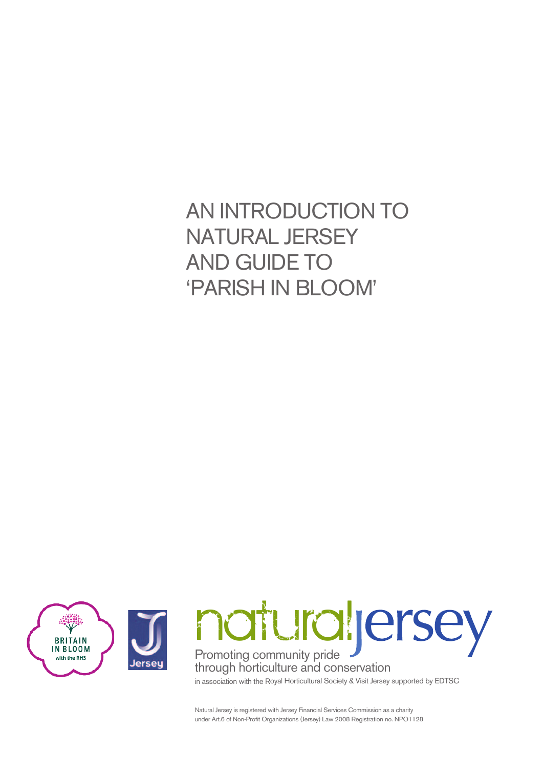# AN INTRODUCTION TO NATURAL JERSEY AND GUIDE TO 'PARISH IN BLOOM'

BRITAIN IN BLOOM with the RHS

Jersey

natural jersey

Promoting community pride through horticulture and conservation

in association with the Royal Horticultural Society & Visit Jersey supported by EDTSC

Natural Jersey is registered with Jersey Financial Services Commission as a charity under Art.6 of Non-Profit Organizations (Jersey) Law 2008 Registration no. NPO1128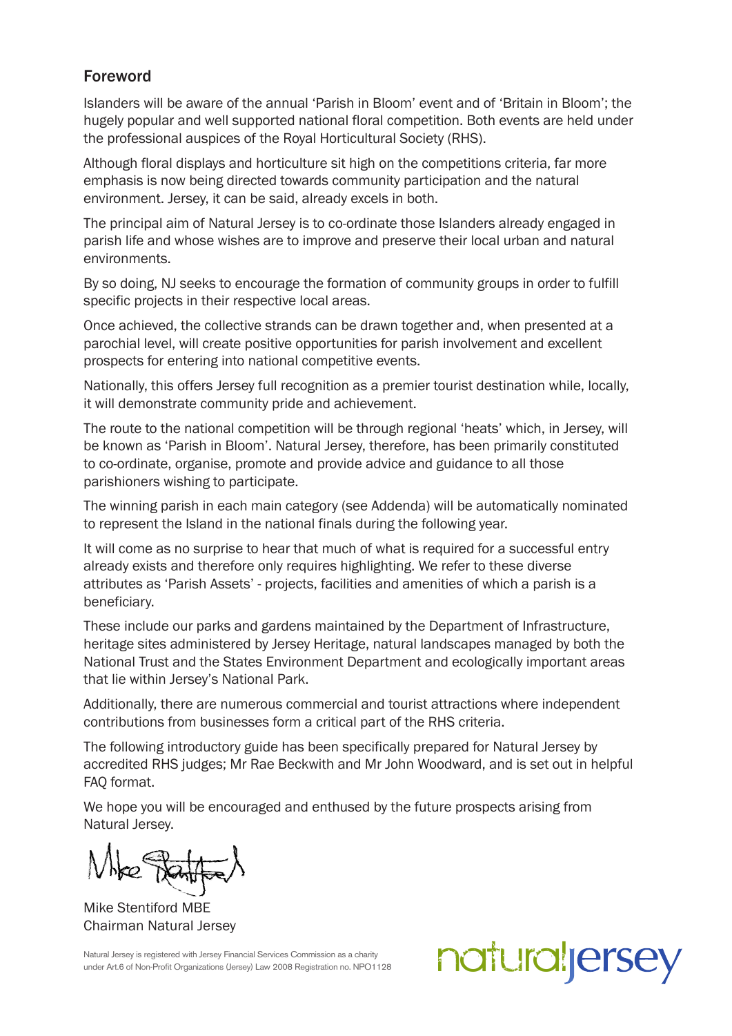## Foreword

Islanders will be aware of the annual 'Parish in Bloom' event and of 'Britain in Bloom'; the hugely popular and well supported national floral competition. Both events are held under the professional auspices of the Royal Horticultural Society (RHS).

Although floral displays and horticulture sit high on the competitions criteria, far more emphasis is now being directed towards community participation and the natural environment. Jersey, it can be said, already excels in both.

The principal aim of Natural Jersey is to co-ordinate those Islanders already engaged in parish life and whose wishes are to improve and preserve their local urban and natural environments.

By so doing, NJ seeks to encourage the formation of community groups in order to fulfill specific projects in their respective local areas.

Once achieved, the collective strands can be drawn together and, when presented at a parochial level, will create positive opportunities for parish involvement and excellent prospects for entering into national competitive events.

Nationally, this offers Jersey full recognition as a premier tourist destination while, locally, it will demonstrate community pride and achievement.

The route to the national competition will be through regional 'heats' which, in Jersey, will be known as 'Parish in Bloom'. Natural Jersey, therefore, has been primarily constituted to co-ordinate, organise, promote and provide advice and guidance to all those parishioners wishing to participate.

The winning parish in each main category (see Addenda) will be automatically nominated to represent the Island in the national finals during the following year.

It will come as no surprise to hear that much of what is required for a successful entry already exists and therefore only requires highlighting. We refer to these diverse attributes as 'Parish Assets' - projects, facilities and amenities of which a parish is a beneficiary.

These include our parks and gardens maintained by the Department of Infrastructure, heritage sites administered by Jersey Heritage, natural landscapes managed by both the National Trust and the States Environment Department and ecologically important areas that lie within Jersey's National Park.

Additionally, there are numerous commercial and tourist attractions where independent contributions from businesses form a critical part of the RHS criteria.

The following introductory guide has been specifically prepared for Natural Jersey by accredited RHS judges; Mr Rae Beckwith and Mr John Woodward, and is set out in helpful FAQ format.

We hope you will be encouraged and enthused by the future prospects arising from Natural Jersey.

Mike Stentiford MBE
Chairman Natural Jersey

Natural Jersey is registered with Jersey Financial Services Commission as a charity under Art.6 of Non-Profit Organizations (Jersey) Law 2008 Registration no. NPO1128

naturaljersey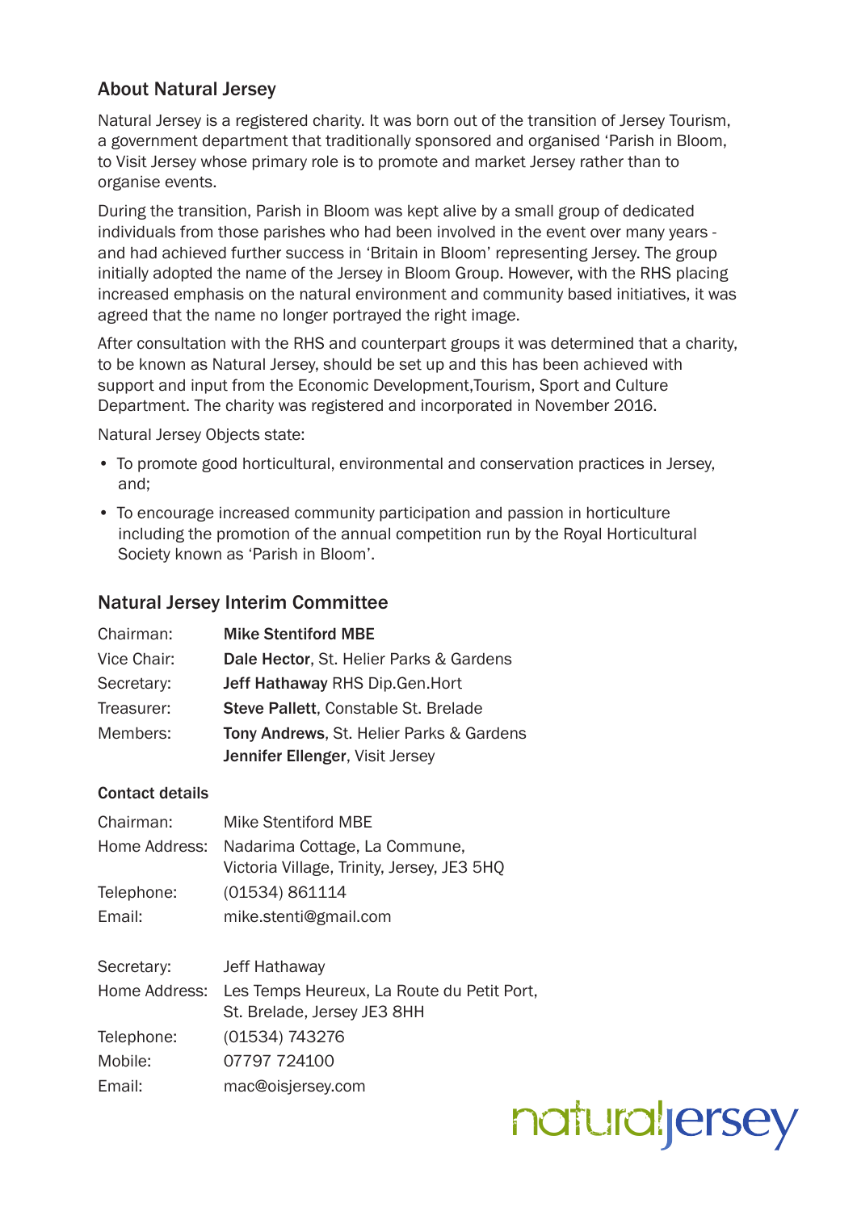## About Natural Jersey

Natural Jersey is a registered charity. It was born out of the transition of Jersey Tourism, a government department that traditionally sponsored and organised 'Parish in Bloom, to Visit Jersey whose primary role is to promote and market Jersey rather than to organise events.

During the transition, Parish in Bloom was kept alive by a small group of dedicated individuals from those parishes who had been involved in the event over many years - and had achieved further success in 'Britain in Bloom' representing Jersey. The group initially adopted the name of the Jersey in Bloom Group. However, with the RHS placing increased emphasis on the natural environment and community based initiatives, it was agreed that the name no longer portrayed the right image.

After consultation with the RHS and counterpart groups it was determined that a charity, to be known as Natural Jersey, should be set up and this has been achieved with support and input from the Economic Development,Tourism, Sport and Culture Department. The charity was registered and incorporated in November 2016.

Natural Jersey Objects state:

- To promote good horticultural, environmental and conservation practices in Jersey, and;
- To encourage increased community participation and passion in horticulture including the promotion of the annual competition run by the Royal Horticultural Society known as 'Parish in Bloom'.

## Natural Jersey Interim Committee

| | |
|---|---|
| Chairman: | **Mike Stentiford MBE** |
| Vice Chair: | **Dale Hector**, St. Helier Parks & Gardens |
| Secretary: | **Jeff Hathaway** RHS Dip.Gen.Hort |
| Treasurer: | **Steve Pallett**, Constable St. Brelade |
| Members: | **Tony Andrews**, St. Helier Parks & Gardens |
| | **Jennifer Ellenger**, Visit Jersey |

### Contact details

| | |
|---|---|
| Chairman: | Mike Stentiford MBE |
| Home Address: | Nadarima Cottage, La Commune, Victoria Village, Trinity, Jersey, JE3 5HQ |
| Telephone: | (01534) 861114 |
| Email: | mike.stenti@gmail.com |

| | |
|---|---|
| Secretary: | Jeff Hathaway |
| Home Address: | Les Temps Heureux, La Route du Petit Port, St. Brelade, Jersey JE3 8HH |
| Telephone: | (01534) 743276 |
| Mobile: | 07797 724100 |
| Email: | mac@oisjersey.com |

naturaljersey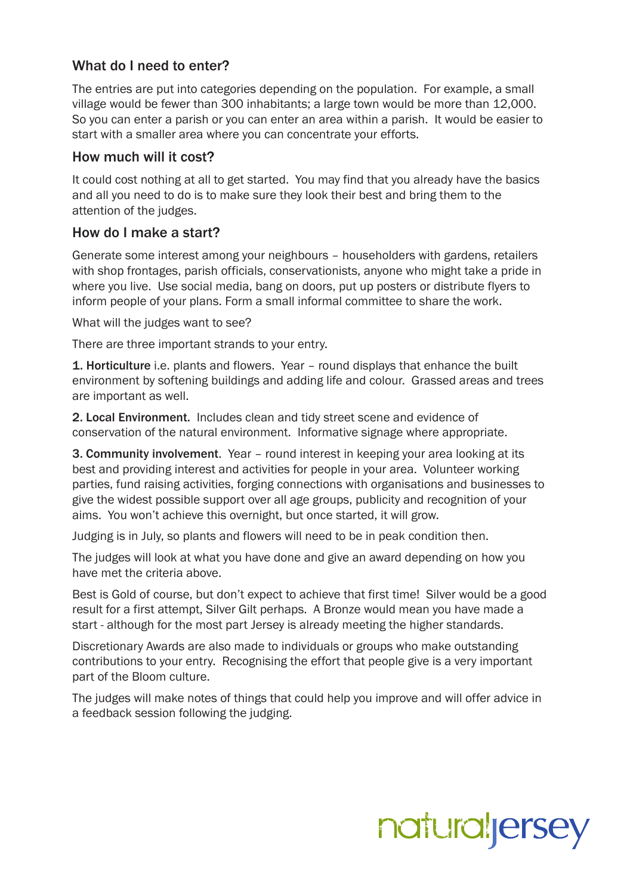### What do I need to enter?

The entries are put into categories depending on the population. For example, a small village would be fewer than 300 inhabitants; a large town would be more than 12,000. So you can enter a parish or you can enter an area within a parish. It would be easier to start with a smaller area where you can concentrate your efforts.

### How much will it cost?

It could cost nothing at all to get started. You may find that you already have the basics and all you need to do is to make sure they look their best and bring them to the attention of the judges.

### How do I make a start?

Generate some interest among your neighbours – householders with gardens, retailers with shop frontages, parish officials, conservationists, anyone who might take a pride in where you live. Use social media, bang on doors, put up posters or distribute flyers to inform people of your plans. Form a small informal committee to share the work.

What will the judges want to see?

There are three important strands to your entry.

**1. Horticulture** i.e. plants and flowers. Year – round displays that enhance the built environment by softening buildings and adding life and colour. Grassed areas and trees are important as well.

**2. Local Environment.** Includes clean and tidy street scene and evidence of conservation of the natural environment. Informative signage where appropriate.

**3. Community involvement**. Year – round interest in keeping your area looking at its best and providing interest and activities for people in your area. Volunteer working parties, fund raising activities, forging connections with organisations and businesses to give the widest possible support over all age groups, publicity and recognition of your aims. You won't achieve this overnight, but once started, it will grow.

Judging is in July, so plants and flowers will need to be in peak condition then.

The judges will look at what you have done and give an award depending on how you have met the criteria above.

Best is Gold of course, but don't expect to achieve that first time! Silver would be a good result for a first attempt, Silver Gilt perhaps. A Bronze would mean you have made a start - although for the most part Jersey is already meeting the higher standards.

Discretionary Awards are also made to individuals or groups who make outstanding contributions to your entry. Recognising the effort that people give is a very important part of the Bloom culture.

The judges will make notes of things that could help you improve and will offer advice in a feedback session following the judging.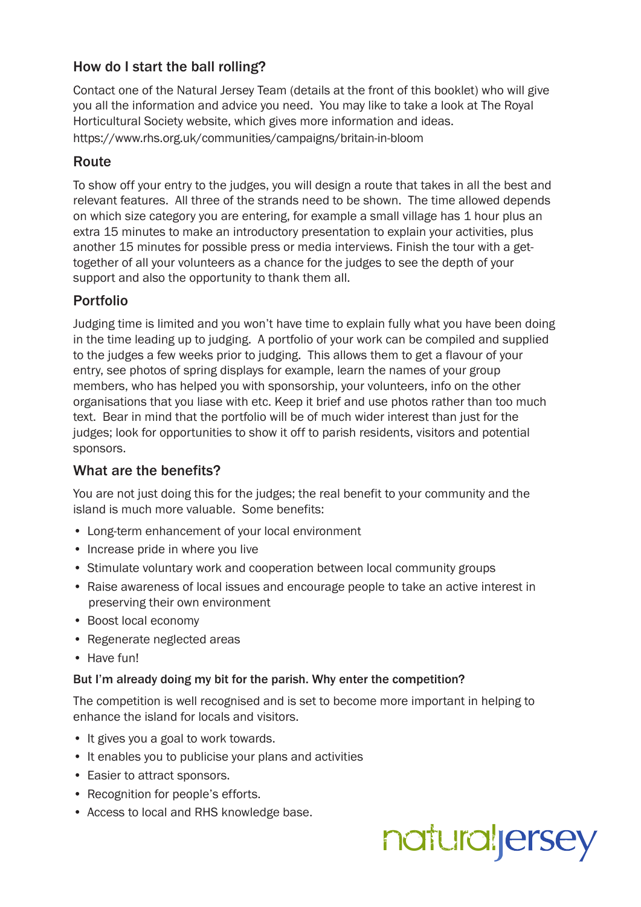## How do I start the ball rolling?

Contact one of the Natural Jersey Team (details at the front of this booklet) who will give you all the information and advice you need. You may like to take a look at The Royal Horticultural Society website, which gives more information and ideas.
https://www.rhs.org.uk/communities/campaigns/britain-in-bloom

## Route

To show off your entry to the judges, you will design a route that takes in all the best and relevant features. All three of the strands need to be shown. The time allowed depends on which size category you are entering, for example a small village has 1 hour plus an extra 15 minutes to make an introductory presentation to explain your activities, plus another 15 minutes for possible press or media interviews. Finish the tour with a get-together of all your volunteers as a chance for the judges to see the depth of your support and also the opportunity to thank them all.

## Portfolio

Judging time is limited and you won't have time to explain fully what you have been doing in the time leading up to judging. A portfolio of your work can be compiled and supplied to the judges a few weeks prior to judging. This allows them to get a flavour of your entry, see photos of spring displays for example, learn the names of your group members, who has helped you with sponsorship, your volunteers, info on the other organisations that you liase with etc. Keep it brief and use photos rather than too much text. Bear in mind that the portfolio will be of much wider interest than just for the judges; look for opportunities to show it off to parish residents, visitors and potential sponsors.

## What are the benefits?

You are not just doing this for the judges; the real benefit to your community and the island is much more valuable. Some benefits:

- Long-term enhancement of your local environment
- Increase pride in where you live
- Stimulate voluntary work and cooperation between local community groups
- Raise awareness of local issues and encourage people to take an active interest in preserving their own environment
- Boost local economy
- Regenerate neglected areas
- Have fun!

### But I'm already doing my bit for the parish. Why enter the competition?

The competition is well recognised and is set to become more important in helping to enhance the island for locals and visitors.

- It gives you a goal to work towards.
- It enables you to publicise your plans and activities
- Easier to attract sponsors.
- Recognition for people's efforts.
- Access to local and RHS knowledge base.

naturaljersey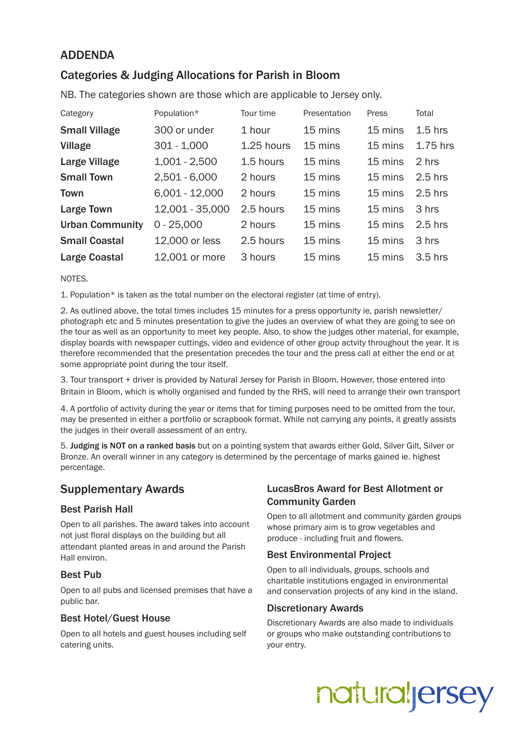## ADDENDA

### Categories & Judging Allocations for Parish in Bloom

NB. The categories shown are those which are applicable to Jersey only.

| Category | Population* | Tour time | Presentation | Press | Total |
|---|---|---|---|---|---|
| **Small Village** | 300 or under | 1 hour | 15 mins | 15 mins | 1.5 hrs |
| **Village** | 301 - 1,000 | 1.25 hours | 15 mins | 15 mins | 1.75 hrs |
| **Large Village** | 1,001 - 2,500 | 1.5 hours | 15 mins | 15 mins | 2 hrs |
| **Small Town** | 2,501 - 6,000 | 2 hours | 15 mins | 15 mins | 2.5 hrs |
| **Town** | 6,001 - 12,000 | 2 hours | 15 mins | 15 mins | 2.5 hrs |
| **Large Town** | 12,001 - 35,000 | 2.5 hours | 15 mins | 15 mins | 3 hrs |
| **Urban Community** | 0 - 25,000 | 2 hours | 15 mins | 15 mins | 2.5 hrs |
| **Small Coastal** | 12,000 or less | 2.5 hours | 15 mins | 15 mins | 3 hrs |
| **Large Coastal** | 12,001 or more | 3 hours | 15 mins | 15 mins | 3.5 hrs |

NOTES.

1. Population* is taken as the total number on the electoral register (at time of entry).

2. As outlined above, the total times includes 15 minutes for a press opportunity ie, parish newsletter/ photograph etc and 5 minutes presentation to give the judes an overview of what they are going to see on the tour as well as an opportunity to meet key people. Also, to show the judges other material, for example, display boards with newspaper cuttings, video and evidence of other group actvity throughout the year. It is therefore recommended that the presentation precedes the tour and the press call at either the end or at some appropriate point during the tour itself.

3. Tour transport + driver is provided by Natural Jersey for Parish in Bloom. However, those entered into Britain in Bloom, which is wholly organised and funded by the RHS, will need to arrange their own transport

4. A portfolio of activity during the year or items that for timing purposes need to be omitted from the tour, may be presented in either a portfolio or scrapbook format. While not carrying any points, it greatly assists the judges in their overall assessment of an entry.

5. **Judging is NOT on a ranked basis** but on a pointing system that awards either Gold, Silver Gilt, Silver or Bronze. An overall winner in any category is determined by the percentage of marks gained ie. highest percentage.

## Supplementary Awards

### Best Parish Hall

Open to all parishes. The award takes into account not just floral displays on the building but all attendant planted areas in and around the Parish Hall environ.

### Best Pub

Open to all pubs and licensed premises that have a public bar.

### Best Hotel/Guest House

Open to all hotels and guest houses including self catering units.

### LucasBros Award for Best Allotment or Community Garden

Open to all allotment and community garden groups whose primary aim is to grow vegetables and produce - including fruit and flowers.

### Best Environmental Project

Open to all individuals, groups, schools and charitable institutions engaged in environmental and conservation projects of any kind in the island.

### Discretionary Awards

Discretionary Awards are also made to individuals or groups who make outstanding contributions to your entry.

naturaljersey